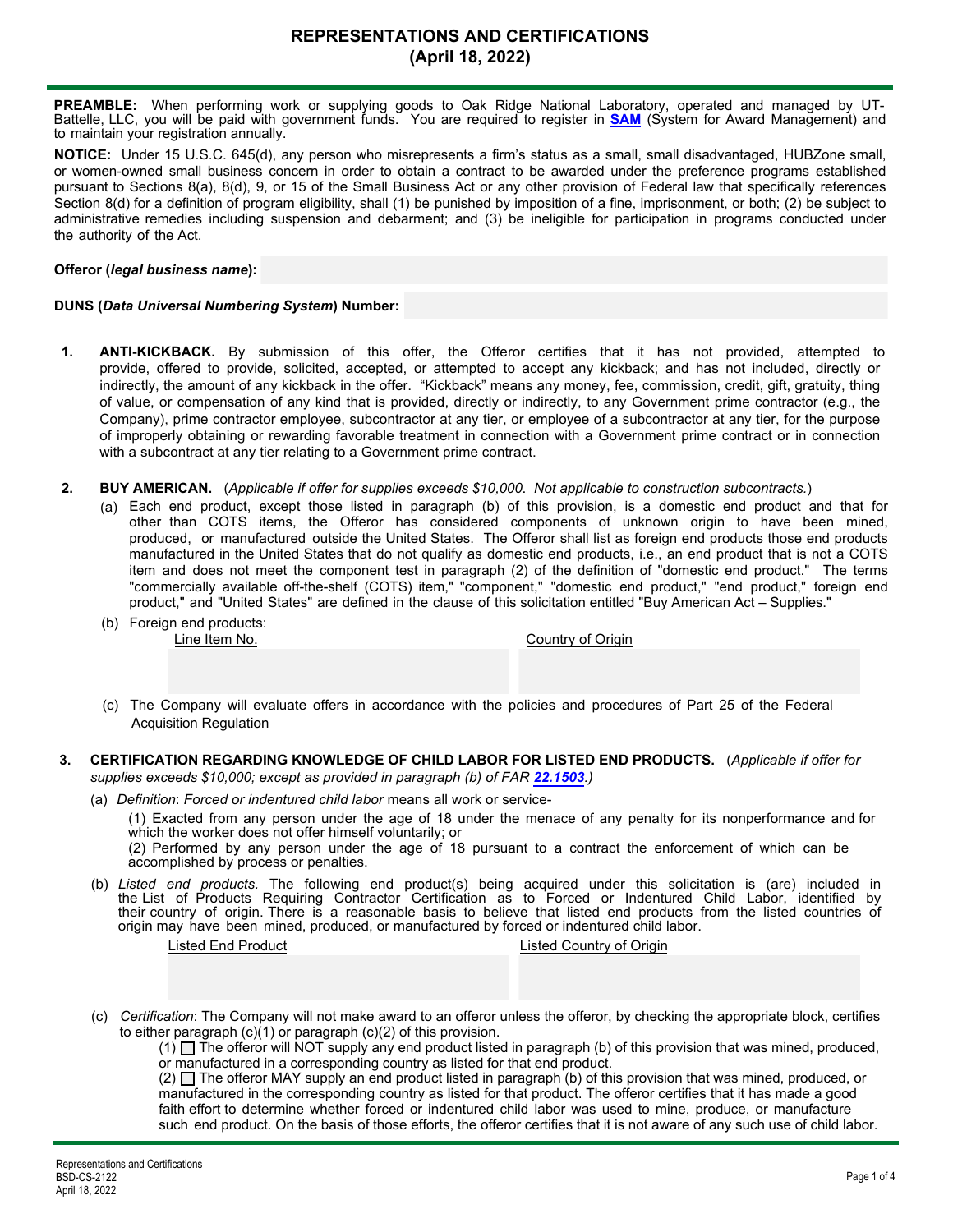# REPRESENTATIONS AND CERTIFICATIONS
## (April 18, 2022)

**PREAMBLE:** When performing work or supplying goods to Oak Ridge National Laboratory, operated and managed by UT-Battelle, LLC, you will be paid with government funds. You are required to register in **SAM** (System for Award Management) and to maintain your registration annually.

**NOTICE:** Under 15 U.S.C. 645(d), any person who misrepresents a firm's status as a small, small disadvantaged, HUBZone small, or women-owned small business concern in order to obtain a contract to be awarded under the preference programs established pursuant to Sections 8(a), 8(d), 9, or 15 of the Small Business Act or any other provision of Federal law that specifically references Section 8(d) for a definition of program eligibility, shall (1) be punished by imposition of a fine, imprisonment, or both; (2) be subject to administrative remedies including suspension and debarment; and (3) be ineligible for participation in programs conducted under the authority of the Act.

**Offeror (*legal business name*):**

**DUNS (*Data Universal Numbering System*) Number:**

1. **ANTI-KICKBACK.** By submission of this offer, the Offeror certifies that it has not provided, attempted to provide, offered to provide, solicited, accepted, or attempted to accept any kickback; and has not included, directly or indirectly, the amount of any kickback in the offer. "Kickback" means any money, fee, commission, credit, gift, gratuity, thing of value, or compensation of any kind that is provided, directly or indirectly, to any Government prime contractor (e.g., the Company), prime contractor employee, subcontractor at any tier, or employee of a subcontractor at any tier, for the purpose of improperly obtaining or rewarding favorable treatment in connection with a Government prime contract or in connection with a subcontract at any tier relating to a Government prime contract.

2. **BUY AMERICAN.** (*Applicable if offer for supplies exceeds $10,000. Not applicable to construction subcontracts.*)
   (a) Each end product, except those listed in paragraph (b) of this provision, is a domestic end product and that for other than COTS items, the Offeror has considered components of unknown origin to have been mined, produced, or manufactured outside the United States. The Offeror shall list as foreign end products those end products manufactured in the United States that do not qualify as domestic end products, i.e., an end product that is not a COTS item and does not meet the component test in paragraph (2) of the definition of "domestic end product." The terms "commercially available off-the-shelf (COTS) item," "component," "domestic end product," "end product," foreign end product," and "United States" are defined in the clause of this solicitation entitled "Buy American Act – Supplies."
   (b) Foreign end products:

   | Line Item No. | Country of Origin |
   | --- | --- |
   | | |

   (c) The Company will evaluate offers in accordance with the policies and procedures of Part 25 of the Federal Acquisition Regulation

3. **CERTIFICATION REGARDING KNOWLEDGE OF CHILD LABOR FOR LISTED END PRODUCTS.** (*Applicable if offer for supplies exceeds $10,000; except as provided in paragraph (b) of FAR **22.1503**.*)
   (a) *Definition*: *Forced or indentured child labor* means all work or service-
   (1) Exacted from any person under the age of 18 under the menace of any penalty for its nonperformance and for which the worker does not offer himself voluntarily; or
   (2) Performed by any person under the age of 18 pursuant to a contract the enforcement of which can be accomplished by process or penalties.
   (b) *Listed end products.* The following end product(s) being acquired under this solicitation is (are) included in the List of Products Requiring Contractor Certification as to Forced or Indentured Child Labor, identified by their country of origin. There is a reasonable basis to believe that listed end products from the listed countries of origin may have been mined, produced, or manufactured by forced or indentured child labor.

   | Listed End Product | Listed Country of Origin |
   | --- | --- |
   | | |

   (c) *Certification*: The Company will not make award to an offeror unless the offeror, by checking the appropriate block, certifies to either paragraph (c)(1) or paragraph (c)(2) of this provision.
   (1) ☐ The offeror will NOT supply any end product listed in paragraph (b) of this provision that was mined, produced, or manufactured in a corresponding country as listed for that end product.
   (2) ☐ The offeror MAY supply an end product listed in paragraph (b) of this provision that was mined, produced, or manufactured in the corresponding country as listed for that product. The offeror certifies that it has made a good faith effort to determine whether forced or indentured child labor was used to mine, produce, or manufacture such end product. On the basis of those efforts, the offeror certifies that it is not aware of any such use of child labor.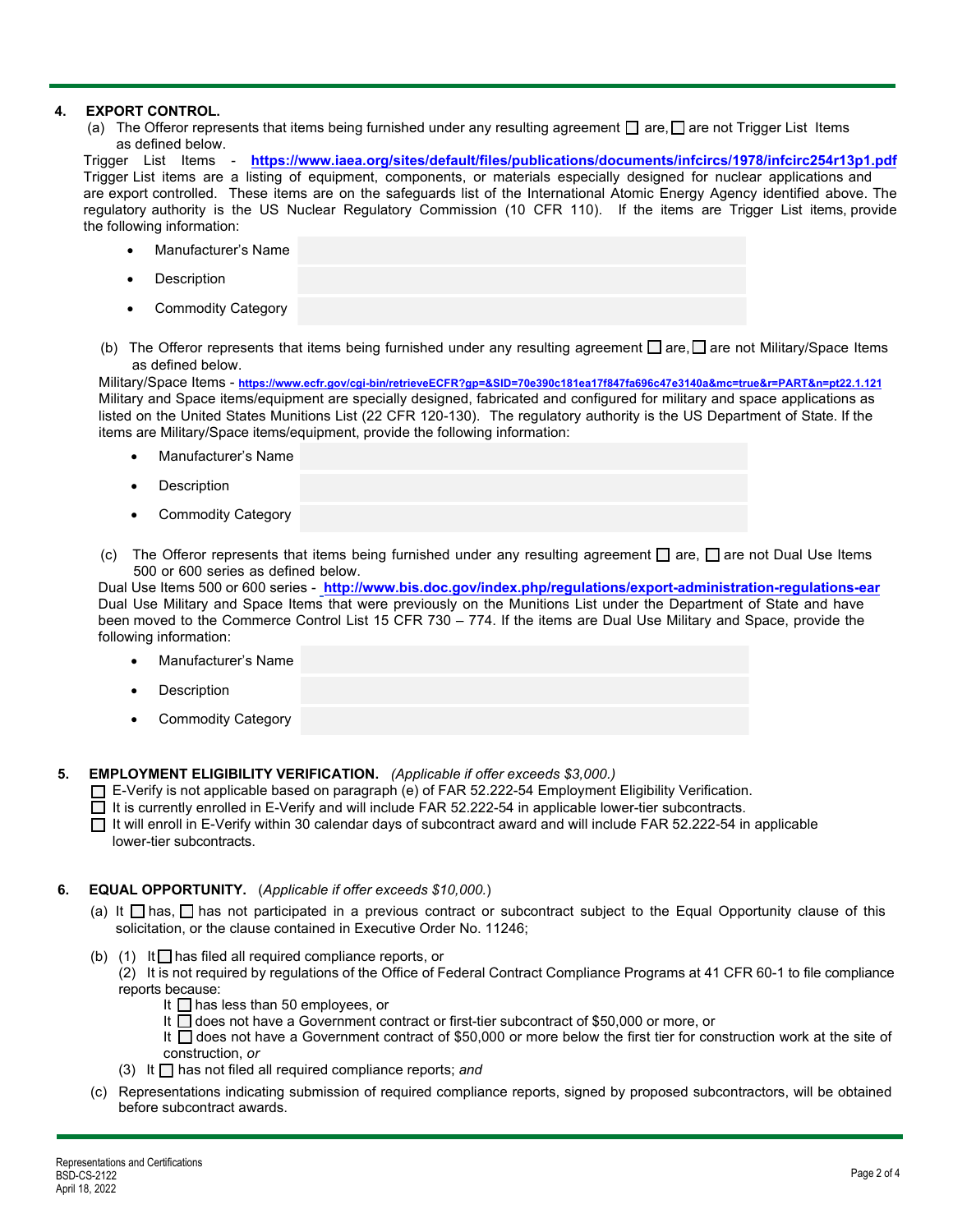**4. EXPORT CONTROL.**

(a) The Offeror represents that items being furnished under any resulting agreement ☐ are, ☐ are not Trigger List Items as defined below.

Trigger List Items - **https://www.iaea.org/sites/default/files/publications/documents/infcircs/1978/infcirc254r13p1.pdf**
Trigger List items are a listing of equipment, components, or materials especially designed for nuclear applications and are export controlled. These items are on the safeguards list of the International Atomic Energy Agency identified above. The regulatory authority is the US Nuclear Regulatory Commission (10 CFR 110). If the items are Trigger List items, provide the following information:

- Manufacturer's Name
- Description
- Commodity Category

(b) The Offeror represents that items being furnished under any resulting agreement ☐ are, ☐ are not Military/Space Items as defined below.

Military/Space Items - **https://www.ecfr.gov/cgi-bin/retrieveECFR?gp=&SID=70e390c181ea17f847fa696c47e3140a&mc=true&r=PART&n=pt22.1.121**
Military and Space items/equipment are specially designed, fabricated and configured for military and space applications as listed on the United States Munitions List (22 CFR 120-130). The regulatory authority is the US Department of State. If the items are Military/Space items/equipment, provide the following information:

- Manufacturer's Name
- Description
- Commodity Category

(c) The Offeror represents that items being furnished under any resulting agreement ☐ are, ☐ are not Dual Use Items 500 or 600 series as defined below.

Dual Use Items 500 or 600 series - **http://www.bis.doc.gov/index.php/regulations/export-administration-regulations-ear**
Dual Use Military and Space Items that were previously on the Munitions List under the Department of State and have been moved to the Commerce Control List 15 CFR 730 – 774. If the items are Dual Use Military and Space, provide the following information:

- Manufacturer's Name
- Description
- Commodity Category

**5. EMPLOYMENT ELIGIBILITY VERIFICATION.** *(Applicable if offer exceeds $3,000.)*

☐ E-Verify is not applicable based on paragraph (e) of FAR 52.222-54 Employment Eligibility Verification.
☐ It is currently enrolled in E-Verify and will include FAR 52.222-54 in applicable lower-tier subcontracts.
☐ It will enroll in E-Verify within 30 calendar days of subcontract award and will include FAR 52.222-54 in applicable lower-tier subcontracts.

**6. EQUAL OPPORTUNITY.** (*Applicable if offer exceeds $10,000.*)

(a) It ☐ has, ☐ has not participated in a previous contract or subcontract subject to the Equal Opportunity clause of this solicitation, or the clause contained in Executive Order No. 11246;

(b) (1) It ☐ has filed all required compliance reports, or

(2) It is not required by regulations of the Office of Federal Contract Compliance Programs at 41 CFR 60-1 to file compliance reports because:

It ☐ has less than 50 employees, or
It ☐ does not have a Government contract or first-tier subcontract of $50,000 or more, or
It ☐ does not have a Government contract of $50,000 or more below the first tier for construction work at the site of construction, *or*

(3) It ☐ has not filed all required compliance reports; *and*

(c) Representations indicating submission of required compliance reports, signed by proposed subcontractors, will be obtained before subcontract awards.

Representations and Certifications
BSD-CS-2122
April 18, 2022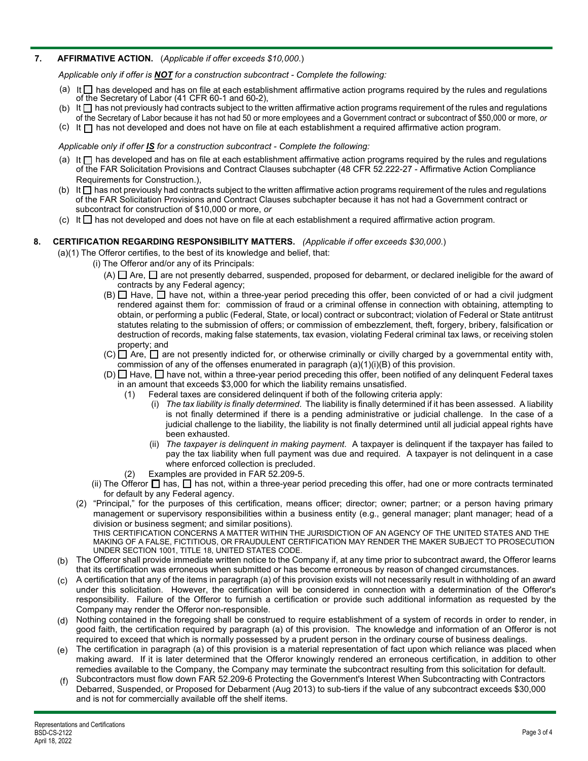**7. AFFIRMATIVE ACTION.** (*Applicable if offer exceeds $10,000.*)

*Applicable only if offer is **NOT** for a construction subcontract - Complete the following:*

(a) It ☐ has developed and has on file at each establishment affirmative action programs required by the rules and regulations of the Secretary of Labor (41 CFR 60-1 and 60-2),

(b) It ☐ has not previously had contracts subject to the written affirmative action programs requirement of the rules and regulations of the Secretary of Labor because it has not had 50 or more employees and a Government contract or subcontract of $50,000 or more, *or*

(c) It ☐ has not developed and does not have on file at each establishment a required affirmative action program.

*Applicable only if offer **IS** for a construction subcontract - Complete the following:*

(a) It ☐ has developed and has on file at each establishment affirmative action programs required by the rules and regulations of the FAR Solicitation Provisions and Contract Clauses subchapter (48 CFR 52.222-27 - Affirmative Action Compliance Requirements for Construction.),

(b) It ☐ has not previously had contracts subject to the written affirmative action programs requirement of the rules and regulations of the FAR Solicitation Provisions and Contract Clauses subchapter because it has not had a Government contract or subcontract for construction of $10,000 or more, *or*

(c) It ☐ has not developed and does not have on file at each establishment a required affirmative action program.

**8. CERTIFICATION REGARDING RESPONSIBILITY MATTERS.** *(Applicable if offer exceeds $30,000.*)

(a)(1) The Offeror certifies, to the best of its knowledge and belief, that:

(i) The Offeror and/or any of its Principals:

(A) ☐ Are, ☐ are not presently debarred, suspended, proposed for debarment, or declared ineligible for the award of contracts by any Federal agency;

(B) ☐ Have, ☐ have not, within a three-year period preceding this offer, been convicted of or had a civil judgment rendered against them for: commission of fraud or a criminal offense in connection with obtaining, attempting to obtain, or performing a public (Federal, State, or local) contract or subcontract; violation of Federal or State antitrust statutes relating to the submission of offers; or commission of embezzlement, theft, forgery, bribery, falsification or destruction of records, making false statements, tax evasion, violating Federal criminal tax laws, or receiving stolen property; and

(C) ☐ Are, ☐ are not presently indicted for, or otherwise criminally or civilly charged by a governmental entity with, commission of any of the offenses enumerated in paragraph (a)(1)(i)(B) of this provision.

(D) ☐ Have, ☐ have not, within a three-year period preceding this offer, been notified of any delinquent Federal taxes in an amount that exceeds $3,000 for which the liability remains unsatisfied.

(1) Federal taxes are considered delinquent if both of the following criteria apply:

(i) *The tax liability is finally determined*. The liability is finally determined if it has been assessed. A liability is not finally determined if there is a pending administrative or judicial challenge. In the case of a judicial challenge to the liability, the liability is not finally determined until all judicial appeal rights have been exhausted.

(ii) *The taxpayer is delinquent in making payment*. A taxpayer is delinquent if the taxpayer has failed to pay the tax liability when full payment was due and required. A taxpayer is not delinquent in a case where enforced collection is precluded.

(2) Examples are provided in FAR 52.209-5.

(ii) The Offeror ☐ has, ☐ has not, within a three-year period preceding this offer, had one or more contracts terminated for default by any Federal agency.

(2) "Principal," for the purposes of this certification, means officer; director; owner; partner; or a person having primary management or supervisory responsibilities within a business entity (e.g., general manager; plant manager; head of a division or business segment; and similar positions).

THIS CERTIFICATION CONCERNS A MATTER WITHIN THE JURISDICTION OF AN AGENCY OF THE UNITED STATES AND THE MAKING OF A FALSE, FICTITIOUS, OR FRAUDULENT CERTIFICATION MAY RENDER THE MAKER SUBJECT TO PROSECUTION UNDER SECTION 1001, TITLE 18, UNITED STATES CODE.

(b) The Offeror shall provide immediate written notice to the Company if, at any time prior to subcontract award, the Offeror learns that its certification was erroneous when submitted or has become erroneous by reason of changed circumstances.

(c) A certification that any of the items in paragraph (a) of this provision exists will not necessarily result in withholding of an award under this solicitation. However, the certification will be considered in connection with a determination of the Offeror's responsibility. Failure of the Offeror to furnish a certification or provide such additional information as requested by the Company may render the Offeror non-responsible.

(d) Nothing contained in the foregoing shall be construed to require establishment of a system of records in order to render, in good faith, the certification required by paragraph (a) of this provision. The knowledge and information of an Offeror is not required to exceed that which is normally possessed by a prudent person in the ordinary course of business dealings.

(e) The certification in paragraph (a) of this provision is a material representation of fact upon which reliance was placed when making award. If it is later determined that the Offeror knowingly rendered an erroneous certification, in addition to other remedies available to the Company, the Company may terminate the subcontract resulting from this solicitation for default.

(f) Subcontractors must flow down FAR 52.209-6 Protecting the Government's Interest When Subcontracting with Contractors Debarred, Suspended, or Proposed for Debarment (Aug 2013) to sub-tiers if the value of any subcontract exceeds $30,000 and is not for commercially available off the shelf items.

Representations and Certifications
BSD-CS-2122
April 18, 2022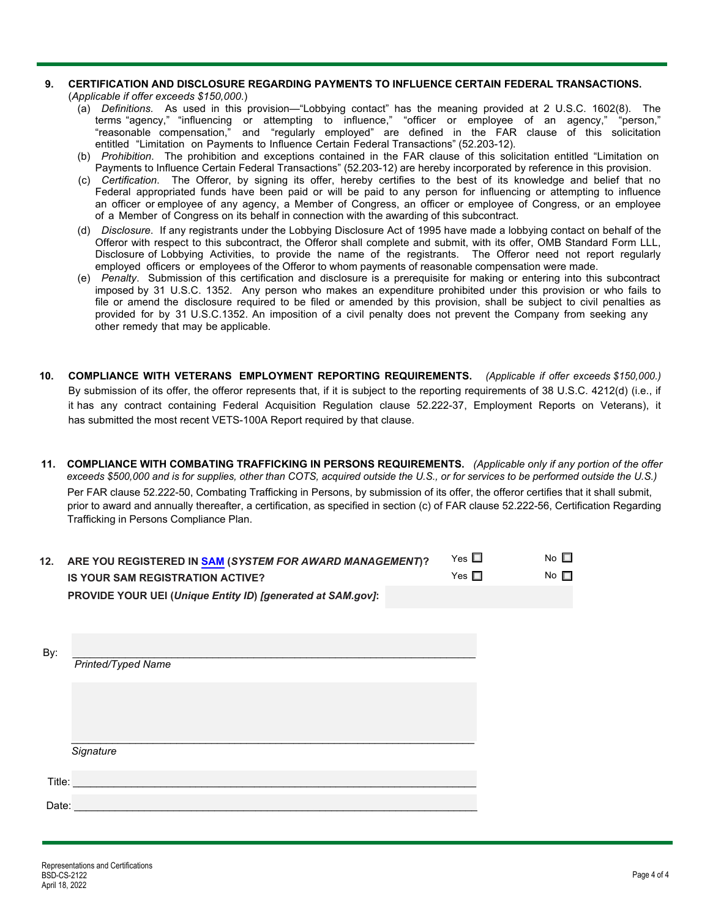**9. CERTIFICATION AND DISCLOSURE REGARDING PAYMENTS TO INFLUENCE CERTAIN FEDERAL TRANSACTIONS.**
(*Applicable if offer exceeds $150,000.*)

(a) *Definitions*. As used in this provision—"Lobbying contact" has the meaning provided at 2 U.S.C. 1602(8). The terms "agency," "influencing or attempting to influence," "officer or employee of an agency," "person," "reasonable compensation," and "regularly employed" are defined in the FAR clause of this solicitation entitled "Limitation on Payments to Influence Certain Federal Transactions" (52.203-12).

(b) *Prohibition*. The prohibition and exceptions contained in the FAR clause of this solicitation entitled "Limitation on Payments to Influence Certain Federal Transactions" (52.203-12) are hereby incorporated by reference in this provision.

(c) *Certification*. The Offeror, by signing its offer, hereby certifies to the best of its knowledge and belief that no Federal appropriated funds have been paid or will be paid to any person for influencing or attempting to influence an officer or employee of any agency, a Member of Congress, an officer or employee of Congress, or an employee of a Member of Congress on its behalf in connection with the awarding of this subcontract.

(d) *Disclosure*. If any registrants under the Lobbying Disclosure Act of 1995 have made a lobbying contact on behalf of the Offeror with respect to this subcontract, the Offeror shall complete and submit, with its offer, OMB Standard Form LLL, Disclosure of Lobbying Activities, to provide the name of the registrants. The Offeror need not report regularly employed officers or employees of the Offeror to whom payments of reasonable compensation were made.

(e) *Penalty*. Submission of this certification and disclosure is a prerequisite for making or entering into this subcontract imposed by 31 U.S.C. 1352. Any person who makes an expenditure prohibited under this provision or who fails to file or amend the disclosure required to be filed or amended by this provision, shall be subject to civil penalties as provided for by 31 U.S.C.1352. An imposition of a civil penalty does not prevent the Company from seeking any other remedy that may be applicable.

**10. COMPLIANCE WITH VETERANS EMPLOYMENT REPORTING REQUIREMENTS.** *(Applicable if offer exceeds $150,000.)*
By submission of its offer, the offeror represents that, if it is subject to the reporting requirements of 38 U.S.C. 4212(d) (i.e., if it has any contract containing Federal Acquisition Regulation clause 52.222-37, Employment Reports on Veterans), it has submitted the most recent VETS-100A Report required by that clause.

**11. COMPLIANCE WITH COMBATING TRAFFICKING IN PERSONS REQUIREMENTS.** *(Applicable only if any portion of the offer exceeds $500,000 and is for supplies, other than COTS, acquired outside the U.S., or for services to be performed outside the U.S.)*
Per FAR clause 52.222-50, Combating Trafficking in Persons, by submission of its offer, the offeror certifies that it shall submit, prior to award and annually thereafter, a certification, as specified in section (c) of FAR clause 52.222-56, Certification Regarding Trafficking in Persons Compliance Plan.

**12. ARE YOU REGISTERED IN SAM (*SYSTEM FOR AWARD MANAGEMENT*)?** Yes ☐ No ☐

**IS YOUR SAM REGISTRATION ACTIVE?** Yes ☐ No ☐

**PROVIDE YOUR UEI (*Unique Entity ID*) *[generated at SAM.gov]*:** ____________

By: ______________________________
*Printed/Typed Name*

______________________________
*Signature*

Title: ______________________________

Date: ______________________________

Representations and Certifications
BSD-CS-2122
April 18, 2022